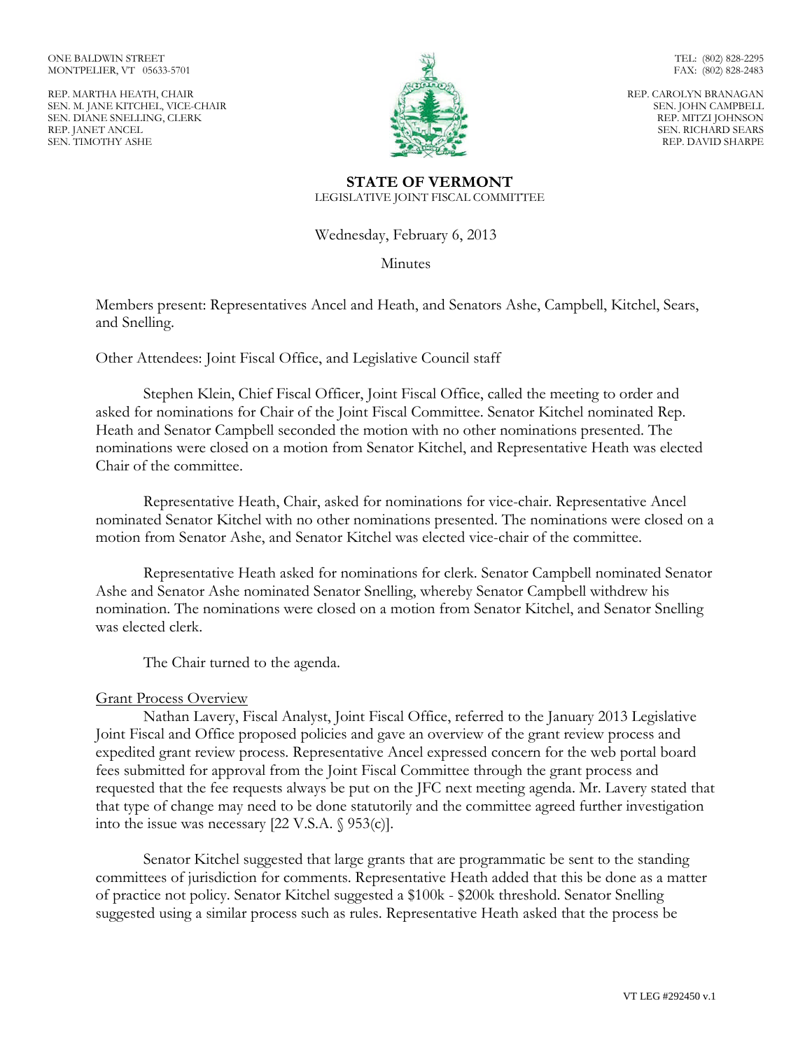ONE BALDWIN STREET
MONTPELIER, VT 05633-5701

REP. MARTHA HEATH, CHAIR
SEN. M. JANE KITCHEL, VICE-CHAIR
SEN. DIANE SNELLING, CLERK
REP. JANET ANCEL
SEN. TIMOTHY ASHE

TEL: (802) 828-2295
FAX: (802) 828-2483

REP. CAROLYN BRANAGAN
SEN. JOHN CAMPBELL
REP. MITZI JOHNSON
SEN. RICHARD SEARS
REP. DAVID SHARPE

**STATE OF VERMONT**
LEGISLATIVE JOINT FISCAL COMMITTEE

Wednesday, February 6, 2013

Minutes

Members present: Representatives Ancel and Heath, and Senators Ashe, Campbell, Kitchel, Sears, and Snelling.

Other Attendees: Joint Fiscal Office, and Legislative Council staff

Stephen Klein, Chief Fiscal Officer, Joint Fiscal Office, called the meeting to order and asked for nominations for Chair of the Joint Fiscal Committee. Senator Kitchel nominated Rep. Heath and Senator Campbell seconded the motion with no other nominations presented. The nominations were closed on a motion from Senator Kitchel, and Representative Heath was elected Chair of the committee.

Representative Heath, Chair, asked for nominations for vice-chair. Representative Ancel nominated Senator Kitchel with no other nominations presented. The nominations were closed on a motion from Senator Ashe, and Senator Kitchel was elected vice-chair of the committee.

Representative Heath asked for nominations for clerk. Senator Campbell nominated Senator Ashe and Senator Ashe nominated Senator Snelling, whereby Senator Campbell withdrew his nomination. The nominations were closed on a motion from Senator Kitchel, and Senator Snelling was elected clerk.

The Chair turned to the agenda.

Grant Process Overview

Nathan Lavery, Fiscal Analyst, Joint Fiscal Office, referred to the January 2013 Legislative Joint Fiscal and Office proposed policies and gave an overview of the grant review process and expedited grant review process. Representative Ancel expressed concern for the web portal board fees submitted for approval from the Joint Fiscal Committee through the grant process and requested that the fee requests always be put on the JFC next meeting agenda. Mr. Lavery stated that that type of change may need to be done statutorily and the committee agreed further investigation into the issue was necessary [22 V.S.A. § 953(c)].

Senator Kitchel suggested that large grants that are programmatic be sent to the standing committees of jurisdiction for comments. Representative Heath added that this be done as a matter of practice not policy. Senator Kitchel suggested a $100k - $200k threshold. Senator Snelling suggested using a similar process such as rules. Representative Heath asked that the process be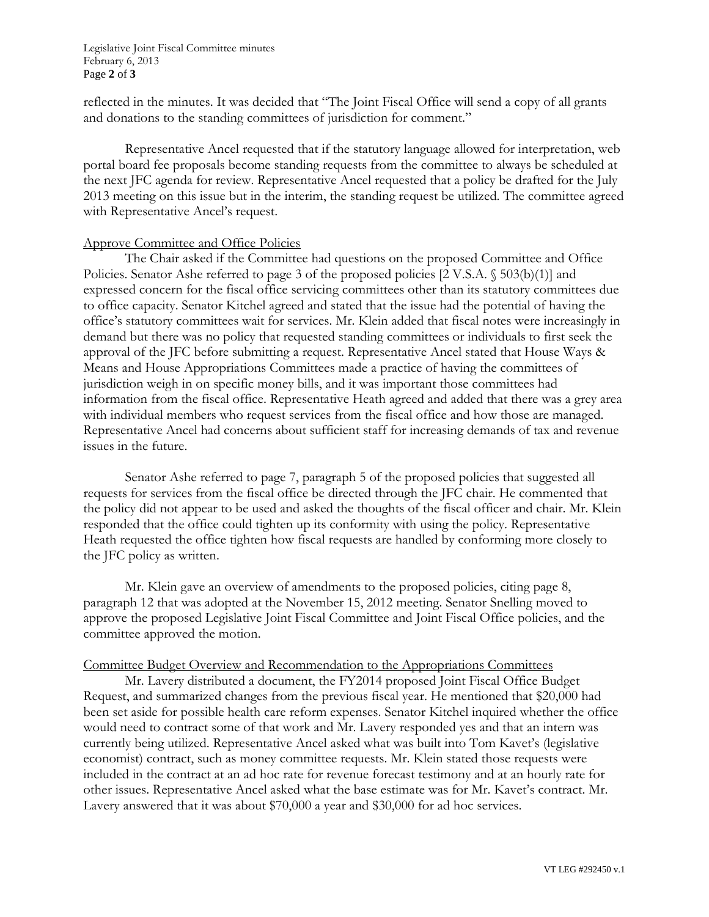reflected in the minutes. It was decided that "The Joint Fiscal Office will send a copy of all grants and donations to the standing committees of jurisdiction for comment."

Representative Ancel requested that if the statutory language allowed for interpretation, web portal board fee proposals become standing requests from the committee to always be scheduled at the next JFC agenda for review. Representative Ancel requested that a policy be drafted for the July 2013 meeting on this issue but in the interim, the standing request be utilized. The committee agreed with Representative Ancel's request.

## Approve Committee and Office Policies

The Chair asked if the Committee had questions on the proposed Committee and Office Policies. Senator Ashe referred to page 3 of the proposed policies [2 V.S.A. § 503(b)(1)] and expressed concern for the fiscal office servicing committees other than its statutory committees due to office capacity. Senator Kitchel agreed and stated that the issue had the potential of having the office's statutory committees wait for services. Mr. Klein added that fiscal notes were increasingly in demand but there was no policy that requested standing committees or individuals to first seek the approval of the JFC before submitting a request. Representative Ancel stated that House Ways & Means and House Appropriations Committees made a practice of having the committees of jurisdiction weigh in on specific money bills, and it was important those committees had information from the fiscal office. Representative Heath agreed and added that there was a grey area with individual members who request services from the fiscal office and how those are managed. Representative Ancel had concerns about sufficient staff for increasing demands of tax and revenue issues in the future.

Senator Ashe referred to page 7, paragraph 5 of the proposed policies that suggested all requests for services from the fiscal office be directed through the JFC chair. He commented that the policy did not appear to be used and asked the thoughts of the fiscal officer and chair. Mr. Klein responded that the office could tighten up its conformity with using the policy. Representative Heath requested the office tighten how fiscal requests are handled by conforming more closely to the JFC policy as written.

Mr. Klein gave an overview of amendments to the proposed policies, citing page 8, paragraph 12 that was adopted at the November 15, 2012 meeting. Senator Snelling moved to approve the proposed Legislative Joint Fiscal Committee and Joint Fiscal Office policies, and the committee approved the motion.

## Committee Budget Overview and Recommendation to the Appropriations Committees

Mr. Lavery distributed a document, the FY2014 proposed Joint Fiscal Office Budget Request, and summarized changes from the previous fiscal year. He mentioned that $20,000 had been set aside for possible health care reform expenses. Senator Kitchel inquired whether the office would need to contract some of that work and Mr. Lavery responded yes and that an intern was currently being utilized. Representative Ancel asked what was built into Tom Kavet's (legislative economist) contract, such as money committee requests. Mr. Klein stated those requests were included in the contract at an ad hoc rate for revenue forecast testimony and at an hourly rate for other issues. Representative Ancel asked what the base estimate was for Mr. Kavet's contract. Mr. Lavery answered that it was about $70,000 a year and $30,000 for ad hoc services.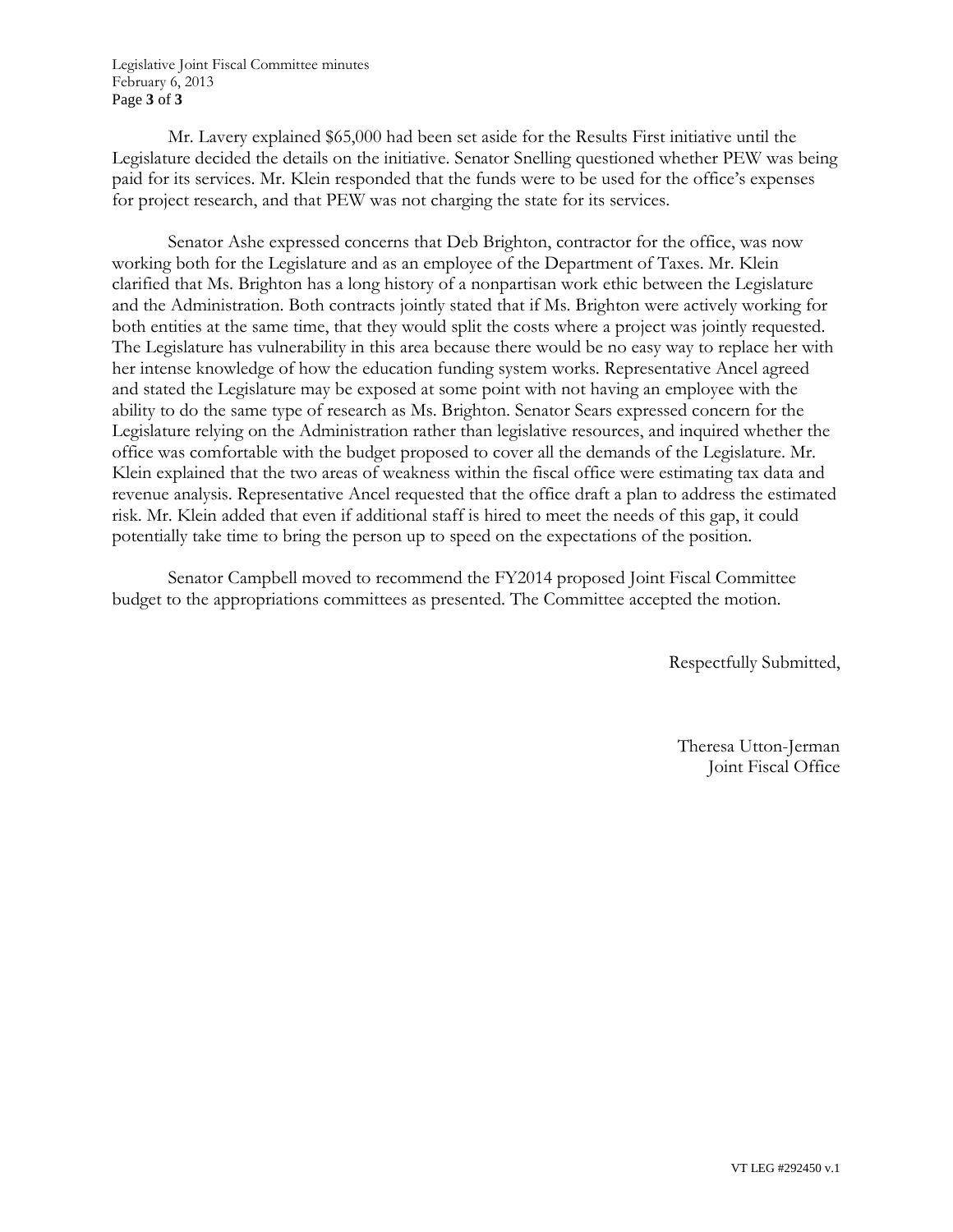Mr. Lavery explained $65,000 had been set aside for the Results First initiative until the Legislature decided the details on the initiative. Senator Snelling questioned whether PEW was being paid for its services. Mr. Klein responded that the funds were to be used for the office's expenses for project research, and that PEW was not charging the state for its services.

Senator Ashe expressed concerns that Deb Brighton, contractor for the office, was now working both for the Legislature and as an employee of the Department of Taxes. Mr. Klein clarified that Ms. Brighton has a long history of a nonpartisan work ethic between the Legislature and the Administration. Both contracts jointly stated that if Ms. Brighton were actively working for both entities at the same time, that they would split the costs where a project was jointly requested. The Legislature has vulnerability in this area because there would be no easy way to replace her with her intense knowledge of how the education funding system works. Representative Ancel agreed and stated the Legislature may be exposed at some point with not having an employee with the ability to do the same type of research as Ms. Brighton. Senator Sears expressed concern for the Legislature relying on the Administration rather than legislative resources, and inquired whether the office was comfortable with the budget proposed to cover all the demands of the Legislature. Mr. Klein explained that the two areas of weakness within the fiscal office were estimating tax data and revenue analysis. Representative Ancel requested that the office draft a plan to address the estimated risk. Mr. Klein added that even if additional staff is hired to meet the needs of this gap, it could potentially take time to bring the person up to speed on the expectations of the position.

Senator Campbell moved to recommend the FY2014 proposed Joint Fiscal Committee budget to the appropriations committees as presented. The Committee accepted the motion.

Respectfully Submitted,

Theresa Utton-Jerman
Joint Fiscal Office

VT LEG #292450 v.1